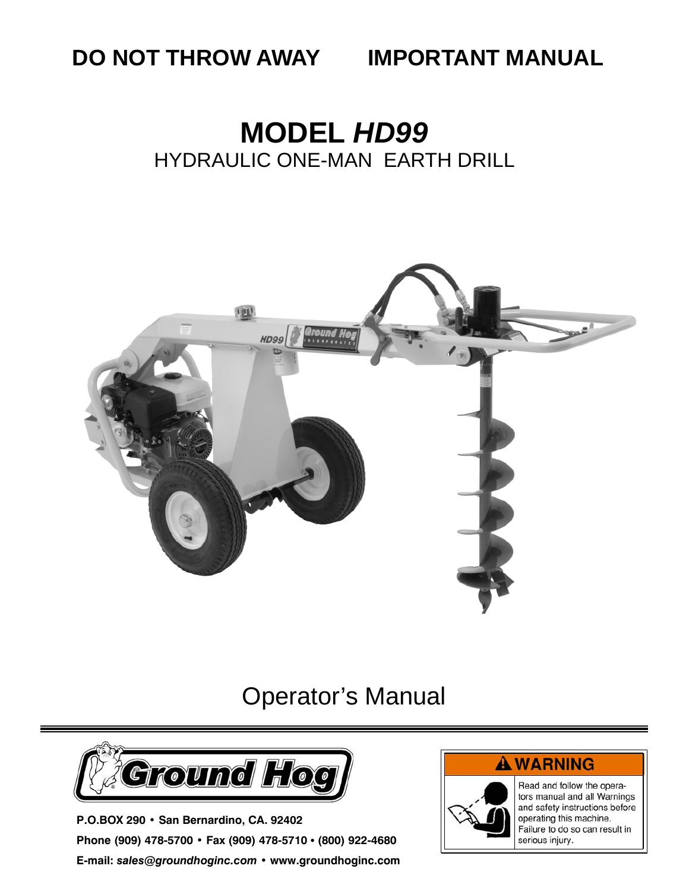**DO NOT THROW AWAY IMPORTANT MANUAL**

# MODEL *HD99*

## HYDRAULIC ONE-MAN EARTH DRILL

# Operator's Manual

**P.O.BOX 290 • San Bernardino, CA. 92402**

**Phone (909) 478-5700 • Fax (909) 478-5710 • (800) 922-4680**

**E-mail: *sales@groundhoginc.com* • www.groundhoginc.com**

**⚠ WARNING**

Read and follow the operators manual and all Warnings and safety instructions before operating this machine. Failure to do so can result in serious injury.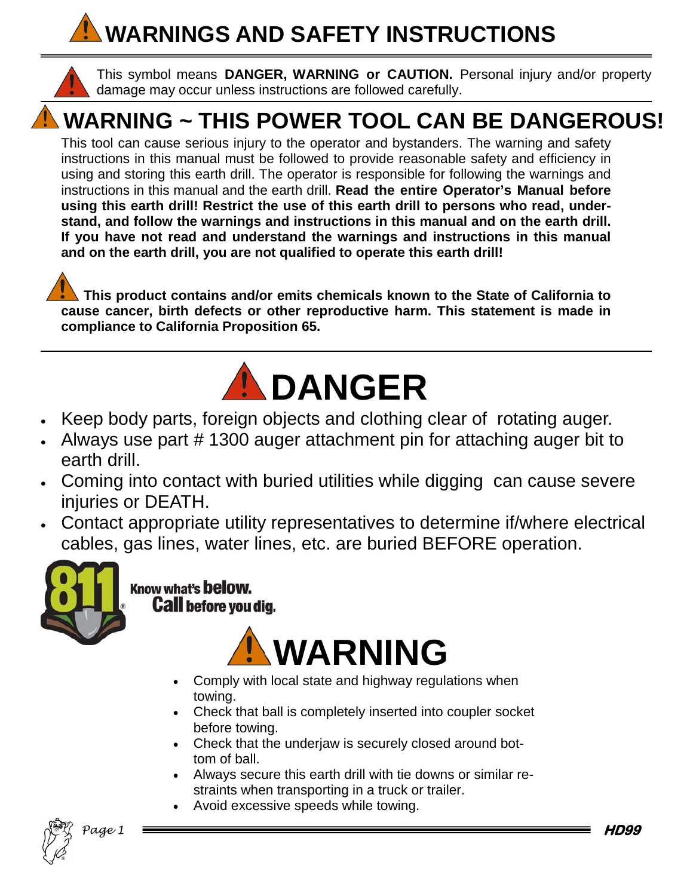# WARNINGS AND SAFETY INSTRUCTIONS

This symbol means **DANGER, WARNING or CAUTION.** Personal injury and/or property damage may occur unless instructions are followed carefully.

## WARNING ~ THIS POWER TOOL CAN BE DANGEROUS!

This tool can cause serious injury to the operator and bystanders. The warning and safety instructions in this manual must be followed to provide reasonable safety and efficiency in using and storing this earth drill. The operator is responsible for following the warnings and instructions in this manual and the earth drill. **Read the entire Operator's Manual before using this earth drill! Restrict the use of this earth drill to persons who read, understand, and follow the warnings and instructions in this manual and on the earth drill. If you have not read and understand the warnings and instructions in this manual and on the earth drill, you are not qualified to operate this earth drill!**

**This product contains and/or emits chemicals known to the State of California to cause cancer, birth defects or other reproductive harm. This statement is made in compliance to California Proposition 65.**

# DANGER

- Keep body parts, foreign objects and clothing clear of rotating auger.
- Always use part # 1300 auger attachment pin for attaching auger bit to earth drill.
- Coming into contact with buried utilities while digging can cause severe injuries or DEATH.
- Contact appropriate utility representatives to determine if/where electrical cables, gas lines, water lines, etc. are buried BEFORE operation.

811 Know what's **below.** **Call** before you dig.

# WARNING

- Comply with local state and highway regulations when towing.
- Check that ball is completely inserted into coupler socket before towing.
- Check that the underjaw is securely closed around bottom of ball.
- Always secure this earth drill with tie downs or similar restraints when transporting in a truck or trailer.
- Avoid excessive speeds while towing.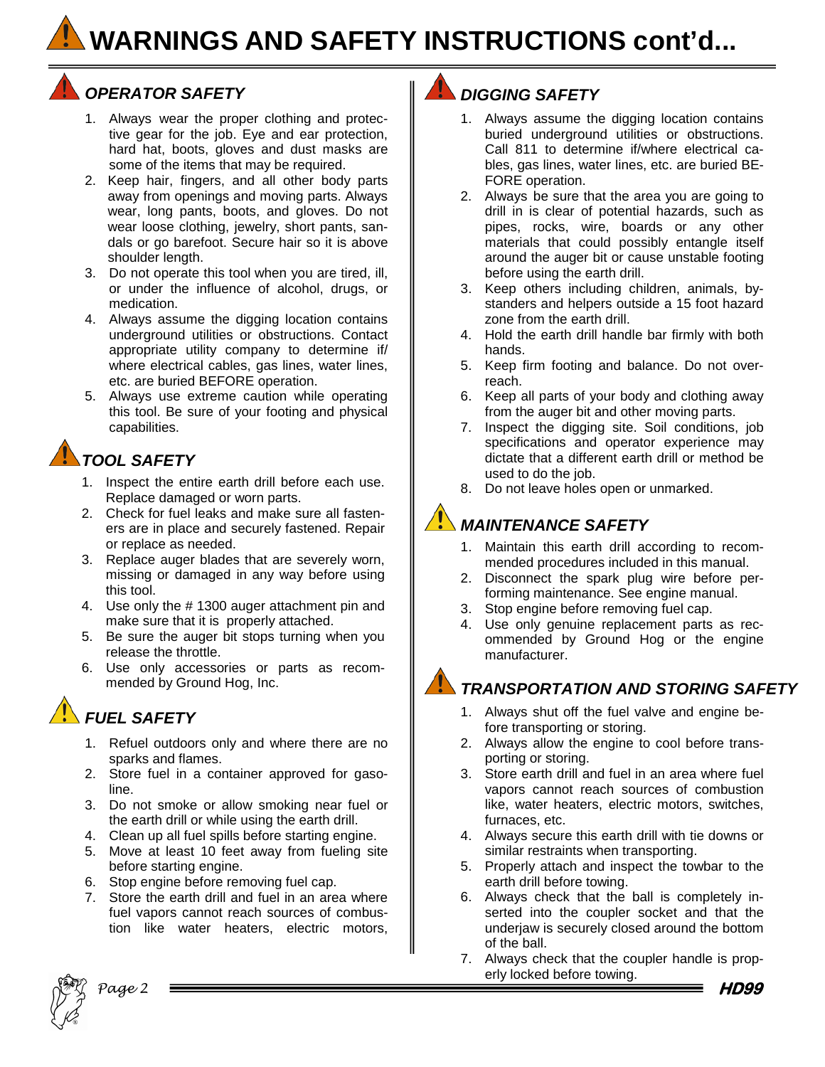# WARNINGS AND SAFETY INSTRUCTIONS cont'd...

## *OPERATOR SAFETY*

1. Always wear the proper clothing and protective gear for the job. Eye and ear protection, hard hat, boots, gloves and dust masks are some of the items that may be required.
2. Keep hair, fingers, and all other body parts away from openings and moving parts. Always wear, long pants, boots, and gloves. Do not wear loose clothing, jewelry, short pants, sandals or go barefoot. Secure hair so it is above shoulder length.
3. Do not operate this tool when you are tired, ill, or under the influence of alcohol, drugs, or medication.
4. Always assume the digging location contains underground utilities or obstructions. Contact appropriate utility company to determine if/where electrical cables, gas lines, water lines, etc. are buried BEFORE operation.
5. Always use extreme caution while operating this tool. Be sure of your footing and physical capabilities.

## *TOOL SAFETY*

1. Inspect the entire earth drill before each use. Replace damaged or worn parts.
2. Check for fuel leaks and make sure all fasteners are in place and securely fastened. Repair or replace as needed.
3. Replace auger blades that are severely worn, missing or damaged in any way before using this tool.
4. Use only the # 1300 auger attachment pin and make sure that it is properly attached.
5. Be sure the auger bit stops turning when you release the throttle.
6. Use only accessories or parts as recommended by Ground Hog, Inc.

## *FUEL SAFETY*

1. Refuel outdoors only and where there are no sparks and flames.
2. Store fuel in a container approved for gasoline.
3. Do not smoke or allow smoking near fuel or the earth drill or while using the earth drill.
4. Clean up all fuel spills before starting engine.
5. Move at least 10 feet away from fueling site before starting engine.
6. Stop engine before removing fuel cap.
7. Store the earth drill and fuel in an area where fuel vapors cannot reach sources of combustion like water heaters, electric motors,

## *DIGGING SAFETY*

1. Always assume the digging location contains buried underground utilities or obstructions. Call 811 to determine if/where electrical cables, gas lines, water lines, etc. are buried BEFORE operation.
2. Always be sure that the area you are going to drill in is clear of potential hazards, such as pipes, rocks, wire, boards or any other materials that could possibly entangle itself around the auger bit or cause unstable footing before using the earth drill.
3. Keep others including children, animals, bystanders and helpers outside a 15 foot hazard zone from the earth drill.
4. Hold the earth drill handle bar firmly with both hands.
5. Keep firm footing and balance. Do not overreach.
6. Keep all parts of your body and clothing away from the auger bit and other moving parts.
7. Inspect the digging site. Soil conditions, job specifications and operator experience may dictate that a different earth drill or method be used to do the job.
8. Do not leave holes open or unmarked.

## *MAINTENANCE SAFETY*

1. Maintain this earth drill according to recommended procedures included in this manual.
2. Disconnect the spark plug wire before performing maintenance. See engine manual.
3. Stop engine before removing fuel cap.
4. Use only genuine replacement parts as recommended by Ground Hog or the engine manufacturer.

## *TRANSPORTATION AND STORING SAFETY*

1. Always shut off the fuel valve and engine before transporting or storing.
2. Always allow the engine to cool before transporting or storing.
3. Store earth drill and fuel in an area where fuel vapors cannot reach sources of combustion like, water heaters, electric motors, switches, furnaces, etc.
4. Always secure this earth drill with tie downs or similar restraints when transporting.
5. Properly attach and inspect the towbar to the earth drill before towing.
6. Always check that the ball is completely inserted into the coupler socket and that the underjaw is securely closed around the bottom of the ball.
7. Always check that the coupler handle is properly locked before towing.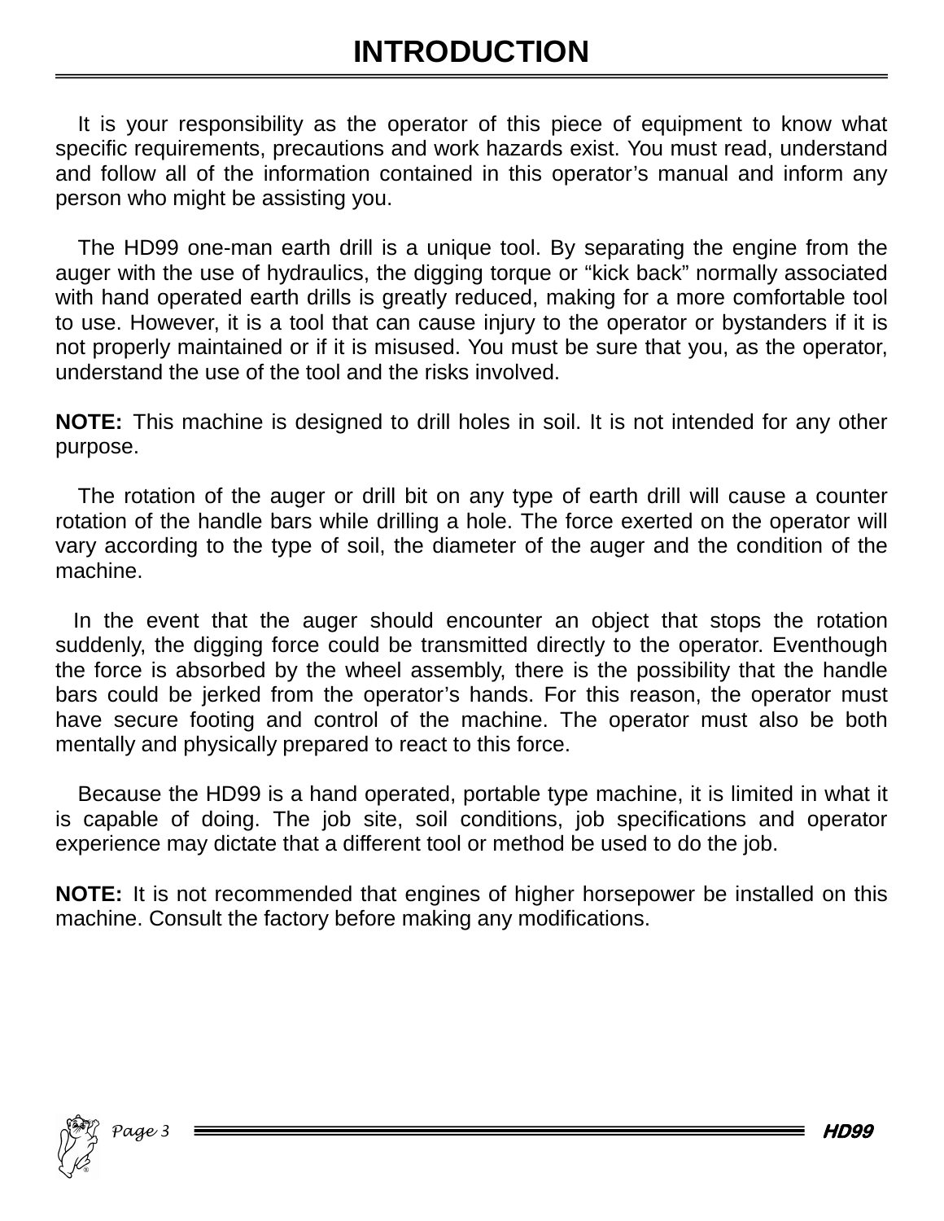# INTRODUCTION

It is your responsibility as the operator of this piece of equipment to know what specific requirements, precautions and work hazards exist. You must read, understand and follow all of the information contained in this operator's manual and inform any person who might be assisting you.

The HD99 one-man earth drill is a unique tool. By separating the engine from the auger with the use of hydraulics, the digging torque or "kick back" normally associated with hand operated earth drills is greatly reduced, making for a more comfortable tool to use. However, it is a tool that can cause injury to the operator or bystanders if it is not properly maintained or if it is misused. You must be sure that you, as the operator, understand the use of the tool and the risks involved.

**NOTE:** This machine is designed to drill holes in soil. It is not intended for any other purpose.

The rotation of the auger or drill bit on any type of earth drill will cause a counter rotation of the handle bars while drilling a hole. The force exerted on the operator will vary according to the type of soil, the diameter of the auger and the condition of the machine.

In the event that the auger should encounter an object that stops the rotation suddenly, the digging force could be transmitted directly to the operator. Eventhough the force is absorbed by the wheel assembly, there is the possibility that the handle bars could be jerked from the operator's hands. For this reason, the operator must have secure footing and control of the machine. The operator must also be both mentally and physically prepared to react to this force.

Because the HD99 is a hand operated, portable type machine, it is limited in what it is capable of doing. The job site, soil conditions, job specifications and operator experience may dictate that a different tool or method be used to do the job.

**NOTE:** It is not recommended that engines of higher horsepower be installed on this machine. Consult the factory before making any modifications.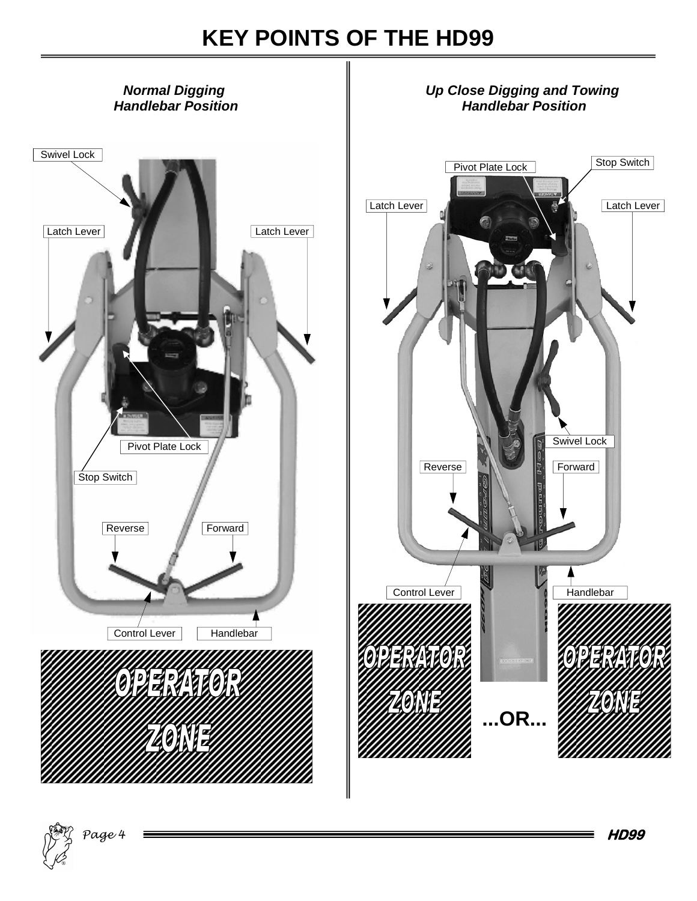# KEY POINTS OF THE HD99

***Normal Digging Handlebar Position***

Swivel Lock

Latch Lever

Latch Lever

Pivot Plate Lock

Stop Switch

Reverse

Forward

Control Lever

Handlebar

OPERATOR ZONE

***Up Close Digging and Towing Handlebar Position***

Pivot Plate Lock

Stop Switch

Latch Lever

Latch Lever

Swivel Lock

Reverse

Forward

Control Lever

Handlebar

OPERATOR ZONE

**...OR...**

OPERATOR ZONE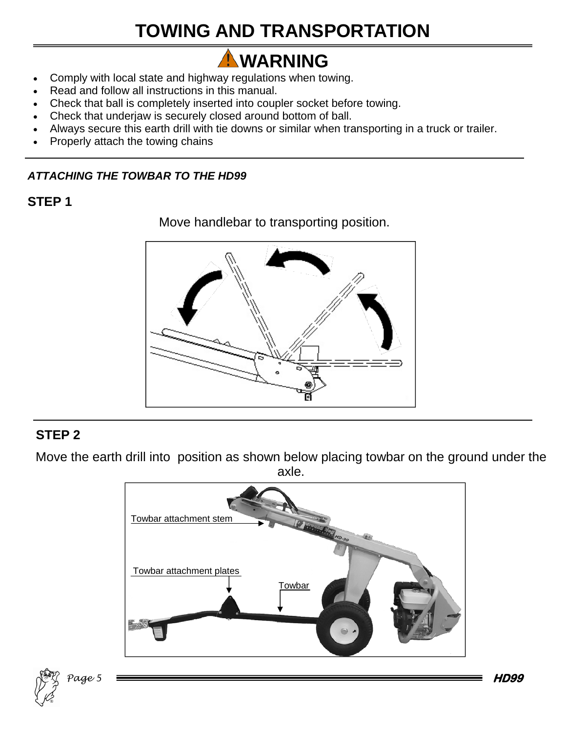# TOWING AND TRANSPORTATION

## ⚠WARNING

- Comply with local state and highway regulations when towing.
- Read and follow all instructions in this manual.
- Check that ball is completely inserted into coupler socket before towing.
- Check that underjaw is securely closed around bottom of ball.
- Always secure this earth drill with tie downs or similar when transporting in a truck or trailer.
- Properly attach the towing chains

***ATTACHING THE TOWBAR TO THE HD99***

### STEP 1

Move handlebar to transporting position.

### STEP 2

Move the earth drill into position as shown below placing towbar on the ground under the axle.

Towbar attachment stem

Towbar attachment plates

Towbar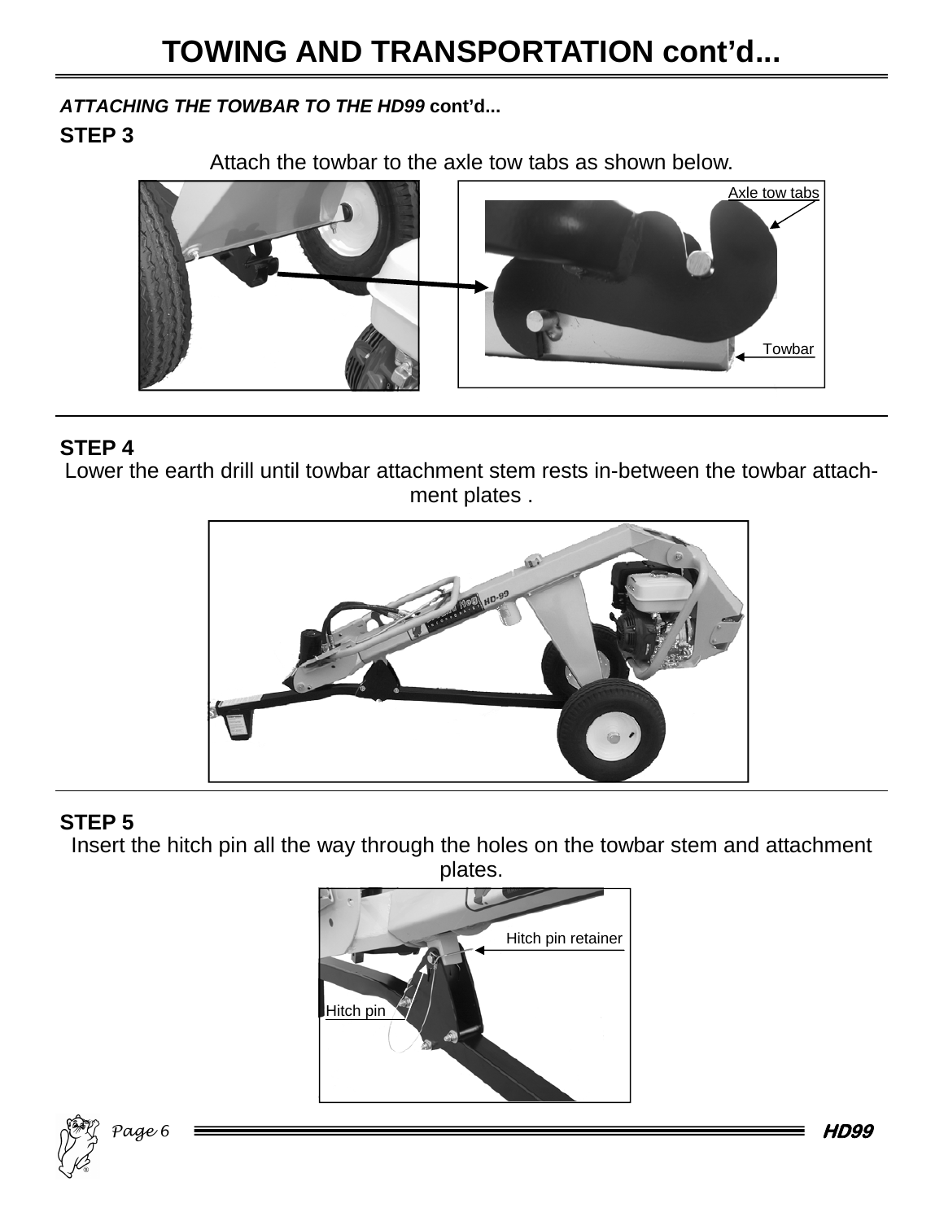# TOWING AND TRANSPORTATION cont'd...

***ATTACHING THE TOWBAR TO THE HD99*** **cont'd...**

**STEP 3**

Attach the towbar to the axle tow tabs as shown below.

Axle tow tabs

Towbar

**STEP 4**

Lower the earth drill until towbar attachment stem rests in-between the towbar attachment plates .

**STEP 5**

Insert the hitch pin all the way through the holes on the towbar stem and attachment plates.

Hitch pin retainer

Hitch pin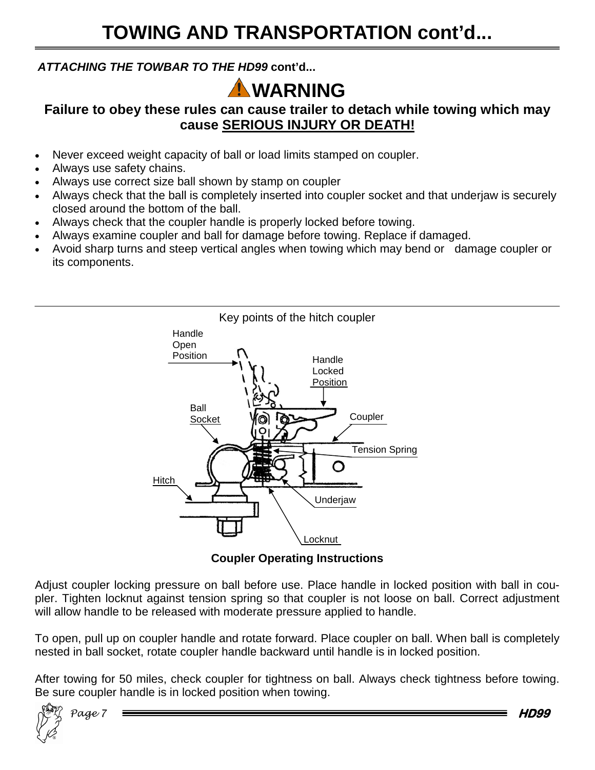# TOWING AND TRANSPORTATION cont'd...

***ATTACHING THE TOWBAR TO THE HD99* cont'd...**

## ⚠ WARNING

**Failure to obey these rules can cause trailer to detach while towing which may cause SERIOUS INJURY OR DEATH!**

- Never exceed weight capacity of ball or load limits stamped on coupler.
- Always use safety chains.
- Always use correct size ball shown by stamp on coupler
- Always check that the ball is completely inserted into coupler socket and that underjaw is securely closed around the bottom of the ball.
- Always check that the coupler handle is properly locked before towing.
- Always examine coupler and ball for damage before towing. Replace if damaged.
- Avoid sharp turns and steep vertical angles when towing which may bend or damage coupler or its components.

Key points of the hitch coupler

Handle Open Position

Handle Locked Position

Ball Socket

Coupler

Tension Spring

Hitch

Underjaw

Locknut

**Coupler Operating Instructions**

Adjust coupler locking pressure on ball before use. Place handle in locked position with ball in coupler. Tighten locknut against tension spring so that coupler is not loose on ball. Correct adjustment will allow handle to be released with moderate pressure applied to handle.

To open, pull up on coupler handle and rotate forward. Place coupler on ball. When ball is completely nested in ball socket, rotate coupler handle backward until handle is in locked position.

After towing for 50 miles, check coupler for tightness on ball. Always check tightness before towing. Be sure coupler handle is in locked position when towing.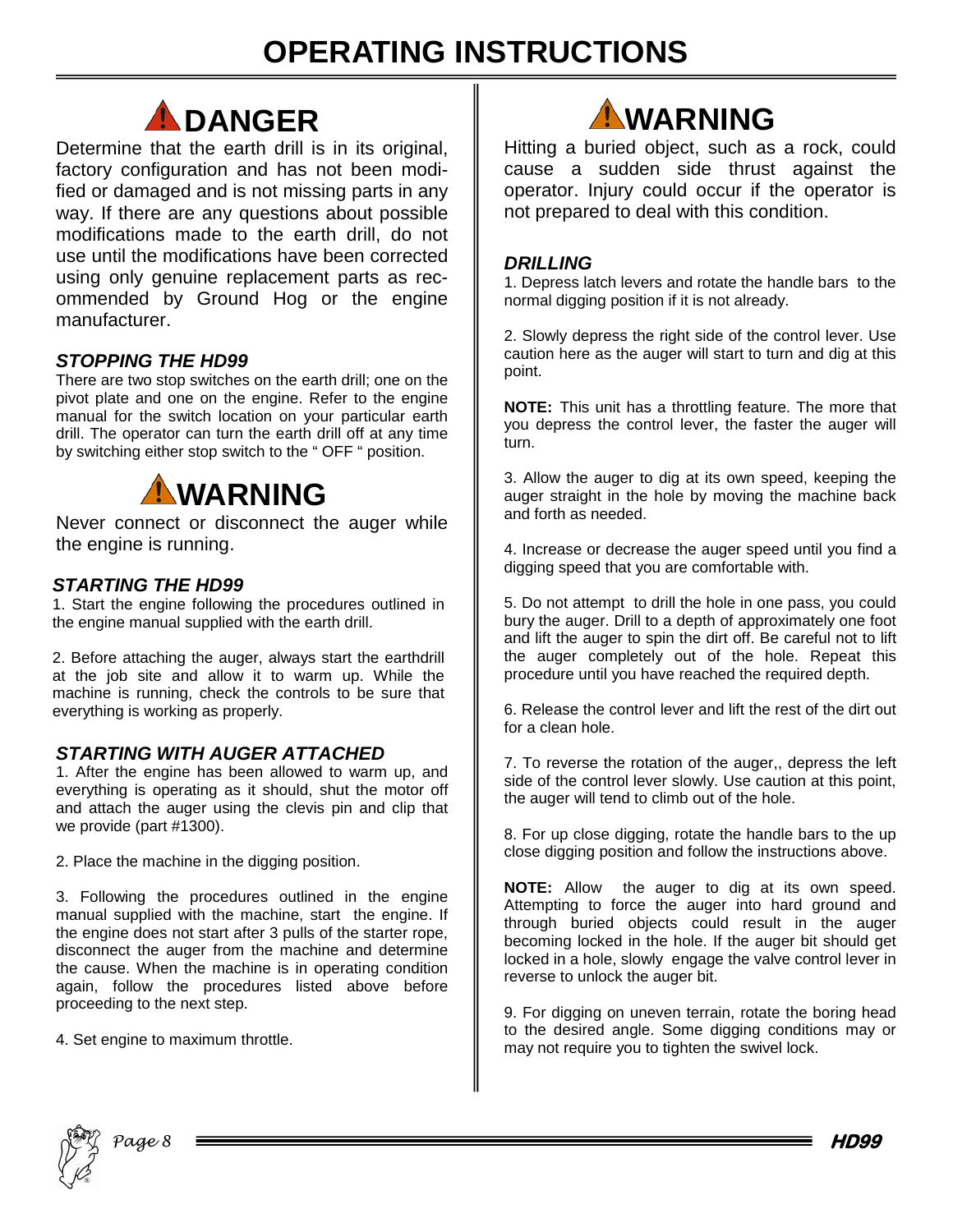# OPERATING INSTRUCTIONS

## DANGER

Determine that the earth drill is in its original, factory configuration and has not been modified or damaged and is not missing parts in any way. If there are any questions about possible modifications made to the earth drill, do not use until the modifications have been corrected using only genuine replacement parts as recommended by Ground Hog or the engine manufacturer.

### *STOPPING THE HD99*

There are two stop switches on the earth drill; one on the pivot plate and one on the engine. Refer to the engine manual for the switch location on your particular earth drill. The operator can turn the earth drill off at any time by switching either stop switch to the " OFF " position.

## WARNING

Never connect or disconnect the auger while the engine is running.

### *STARTING THE HD99*

1. Start the engine following the procedures outlined in the engine manual supplied with the earth drill.

2. Before attaching the auger, always start the earthdrill at the job site and allow it to warm up. While the machine is running, check the controls to be sure that everything is working as properly.

### *STARTING WITH AUGER ATTACHED*

1. After the engine has been allowed to warm up, and everything is operating as it should, shut the motor off and attach the auger using the clevis pin and clip that we provide (part #1300).

2. Place the machine in the digging position.

3. Following the procedures outlined in the engine manual supplied with the machine, start the engine. If the engine does not start after 3 pulls of the starter rope, disconnect the auger from the machine and determine the cause. When the machine is in operating condition again, follow the procedures listed above before proceeding to the next step.

4. Set engine to maximum throttle.

## WARNING

Hitting a buried object, such as a rock, could cause a sudden side thrust against the operator. Injury could occur if the operator is not prepared to deal with this condition.

### *DRILLING*

1. Depress latch levers and rotate the handle bars to the normal digging position if it is not already.

2. Slowly depress the right side of the control lever. Use caution here as the auger will start to turn and dig at this point.

**NOTE:** This unit has a throttling feature. The more that you depress the control lever, the faster the auger will turn.

3. Allow the auger to dig at its own speed, keeping the auger straight in the hole by moving the machine back and forth as needed.

4. Increase or decrease the auger speed until you find a digging speed that you are comfortable with.

5. Do not attempt to drill the hole in one pass, you could bury the auger. Drill to a depth of approximately one foot and lift the auger to spin the dirt off. Be careful not to lift the auger completely out of the hole. Repeat this procedure until you have reached the required depth.

6. Release the control lever and lift the rest of the dirt out for a clean hole.

7. To reverse the rotation of the auger,, depress the left side of the control lever slowly. Use caution at this point, the auger will tend to climb out of the hole.

8. For up close digging, rotate the handle bars to the up close digging position and follow the instructions above.

**NOTE:** Allow the auger to dig at its own speed. Attempting to force the auger into hard ground and through buried objects could result in the auger becoming locked in the hole. If the auger bit should get locked in a hole, slowly engage the valve control lever in reverse to unlock the auger bit.

9. For digging on uneven terrain, rotate the boring head to the desired angle. Some digging conditions may or may not require you to tighten the swivel lock.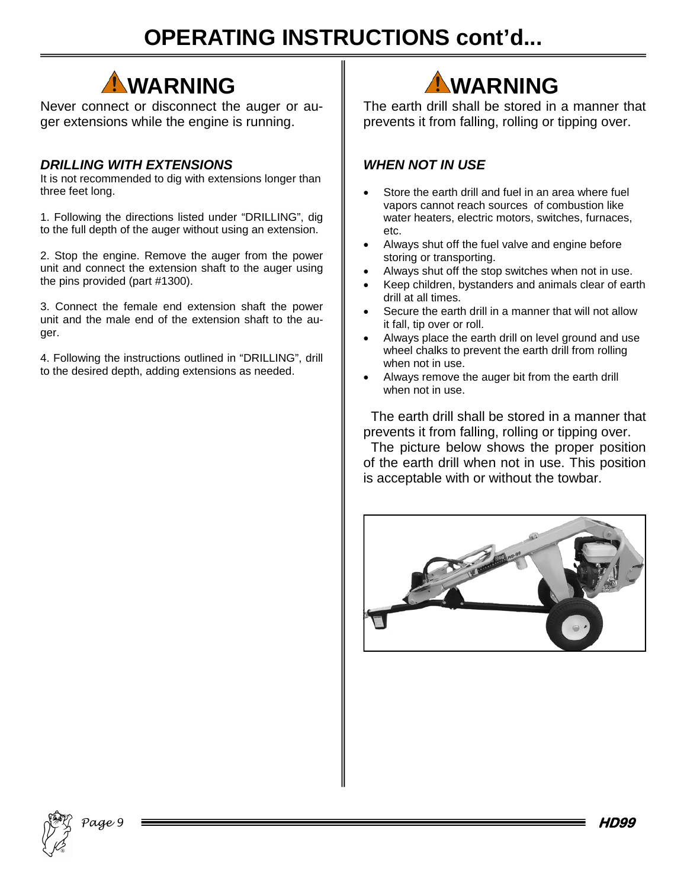# OPERATING INSTRUCTIONS cont'd...

## ⚠WARNING

Never connect or disconnect the auger or auger extensions while the engine is running.

### *DRILLING WITH EXTENSIONS*

It is not recommended to dig with extensions longer than three feet long.

1. Following the directions listed under "DRILLING", dig to the full depth of the auger without using an extension.

2. Stop the engine. Remove the auger from the power unit and connect the extension shaft to the auger using the pins provided (part #1300).

3. Connect the female end extension shaft the power unit and the male end of the extension shaft to the auger.

4. Following the instructions outlined in "DRILLING", drill to the desired depth, adding extensions as needed.

## ⚠WARNING

The earth drill shall be stored in a manner that prevents it from falling, rolling or tipping over.

### *WHEN NOT IN USE*

- Store the earth drill and fuel in an area where fuel vapors cannot reach sources of combustion like water heaters, electric motors, switches, furnaces, etc.
- Always shut off the fuel valve and engine before storing or transporting.
- Always shut off the stop switches when not in use.
- Keep children, bystanders and animals clear of earth drill at all times.
- Secure the earth drill in a manner that will not allow it fall, tip over or roll.
- Always place the earth drill on level ground and use wheel chalks to prevent the earth drill from rolling when not in use.
- Always remove the auger bit from the earth drill when not in use.

The earth drill shall be stored in a manner that prevents it from falling, rolling or tipping over.

The picture below shows the proper position of the earth drill when not in use. This position is acceptable with or without the towbar.